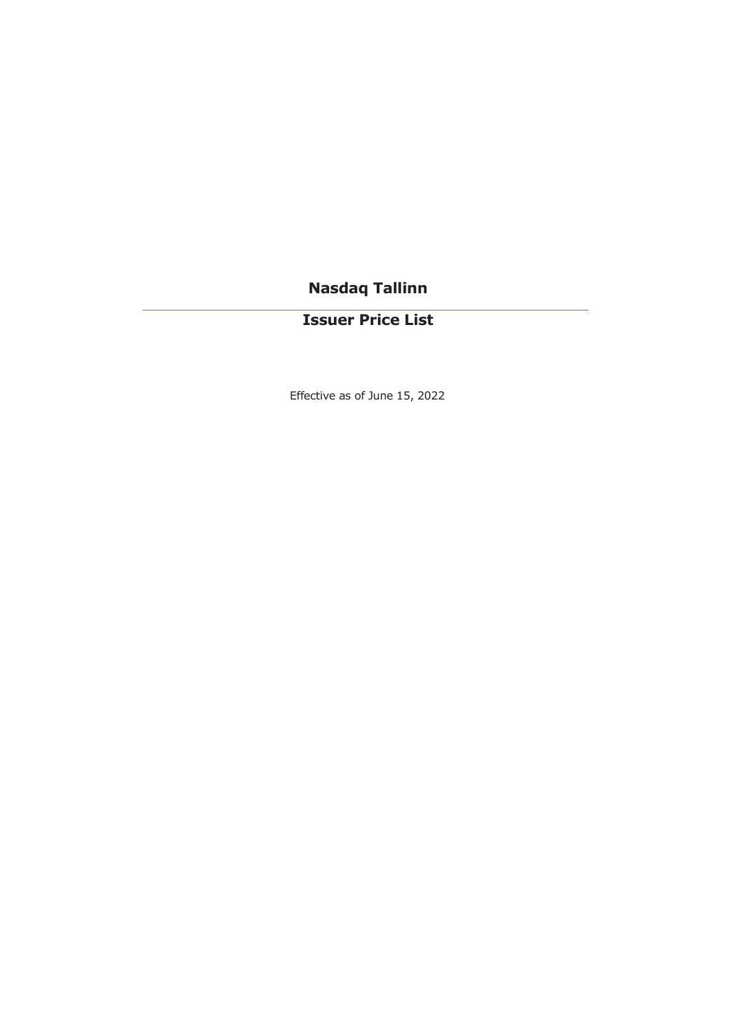# Nasdaq Tallinn

---

## Issuer Price List

Effective as of June 15, 2022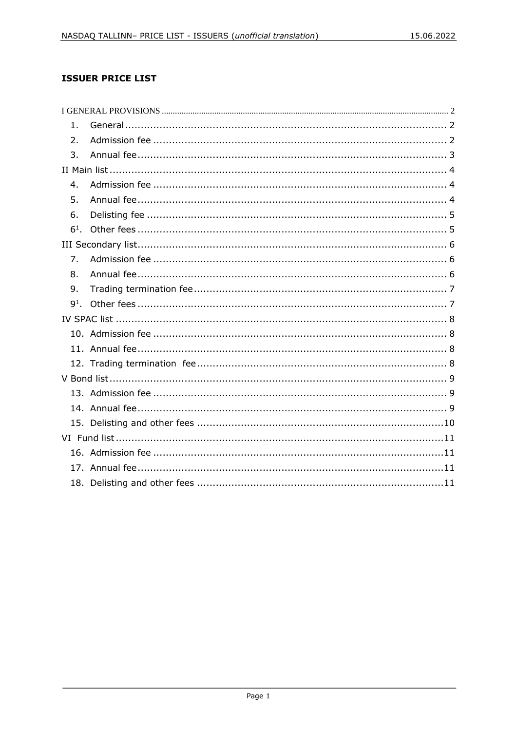# ISSUER PRICE LIST

I GENERAL PROVISIONS ..... 2

1. General ..... 2
2. Admission fee ..... 2
3. Annual fee ..... 3

II Main list ..... 4

4. Admission fee ..... 4
5. Annual fee ..... 4
6. Delisting fee ..... 5

6[1]. Other fees ..... 5

III Secondary list ..... 6

7. Admission fee ..... 6
8. Annual fee ..... 6
9. Trading termination fee ..... 7

9[1]. Other fees ..... 7

IV SPAC list ..... 8

10. Admission fee ..... 8
11. Annual fee ..... 8
12. Trading termination fee ..... 8

V Bond list ..... 9

13. Admission fee ..... 9
14. Annual fee ..... 9
15. Delisting and other fees ..... 10

VI Fund list ..... 11

16. Admission fee ..... 11
17. Annual fee ..... 11
18. Delisting and other fees ..... 11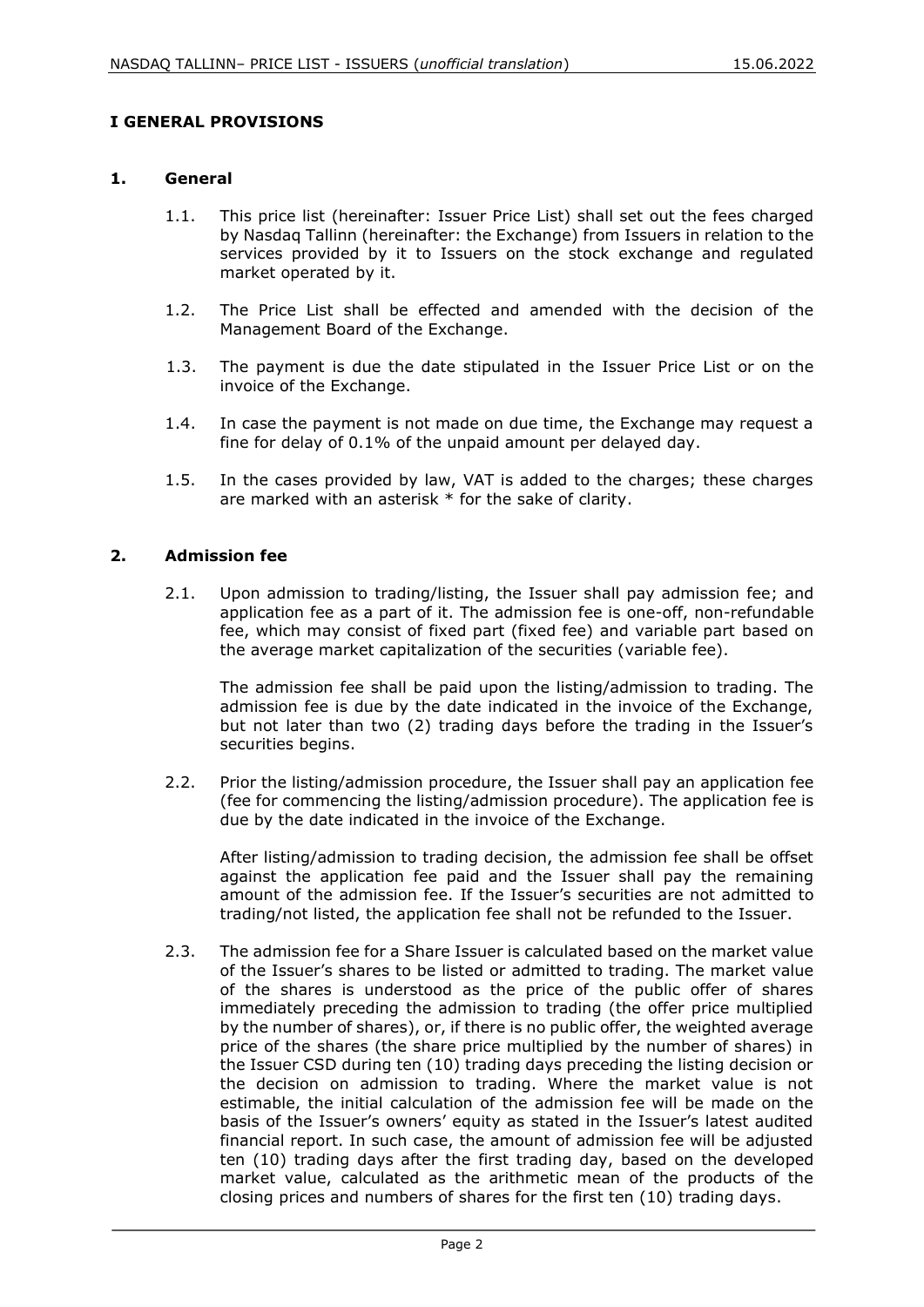# I GENERAL PROVISIONS

## 1. General

1.1. This price list (hereinafter: Issuer Price List) shall set out the fees charged by Nasdaq Tallinn (hereinafter: the Exchange) from Issuers in relation to the services provided by it to Issuers on the stock exchange and regulated market operated by it.

1.2. The Price List shall be effected and amended with the decision of the Management Board of the Exchange.

1.3. The payment is due the date stipulated in the Issuer Price List or on the invoice of the Exchange.

1.4. In case the payment is not made on due time, the Exchange may request a fine for delay of 0.1% of the unpaid amount per delayed day.

1.5. In the cases provided by law, VAT is added to the charges; these charges are marked with an asterisk * for the sake of clarity.

## 2. Admission fee

2.1. Upon admission to trading/listing, the Issuer shall pay admission fee; and application fee as a part of it. The admission fee is one-off, non-refundable fee, which may consist of fixed part (fixed fee) and variable part based on the average market capitalization of the securities (variable fee).

The admission fee shall be paid upon the listing/admission to trading. The admission fee is due by the date indicated in the invoice of the Exchange, but not later than two (2) trading days before the trading in the Issuer's securities begins.

2.2. Prior the listing/admission procedure, the Issuer shall pay an application fee (fee for commencing the listing/admission procedure). The application fee is due by the date indicated in the invoice of the Exchange.

After listing/admission to trading decision, the admission fee shall be offset against the application fee paid and the Issuer shall pay the remaining amount of the admission fee. If the Issuer's securities are not admitted to trading/not listed, the application fee shall not be refunded to the Issuer.

2.3. The admission fee for a Share Issuer is calculated based on the market value of the Issuer's shares to be listed or admitted to trading. The market value of the shares is understood as the price of the public offer of shares immediately preceding the admission to trading (the offer price multiplied by the number of shares), or, if there is no public offer, the weighted average price of the shares (the share price multiplied by the number of shares) in the Issuer CSD during ten (10) trading days preceding the listing decision or the decision on admission to trading. Where the market value is not estimable, the initial calculation of the admission fee will be made on the basis of the Issuer's owners' equity as stated in the Issuer's latest audited financial report. In such case, the amount of admission fee will be adjusted ten (10) trading days after the first trading day, based on the developed market value, calculated as the arithmetic mean of the products of the closing prices and numbers of shares for the first ten (10) trading days.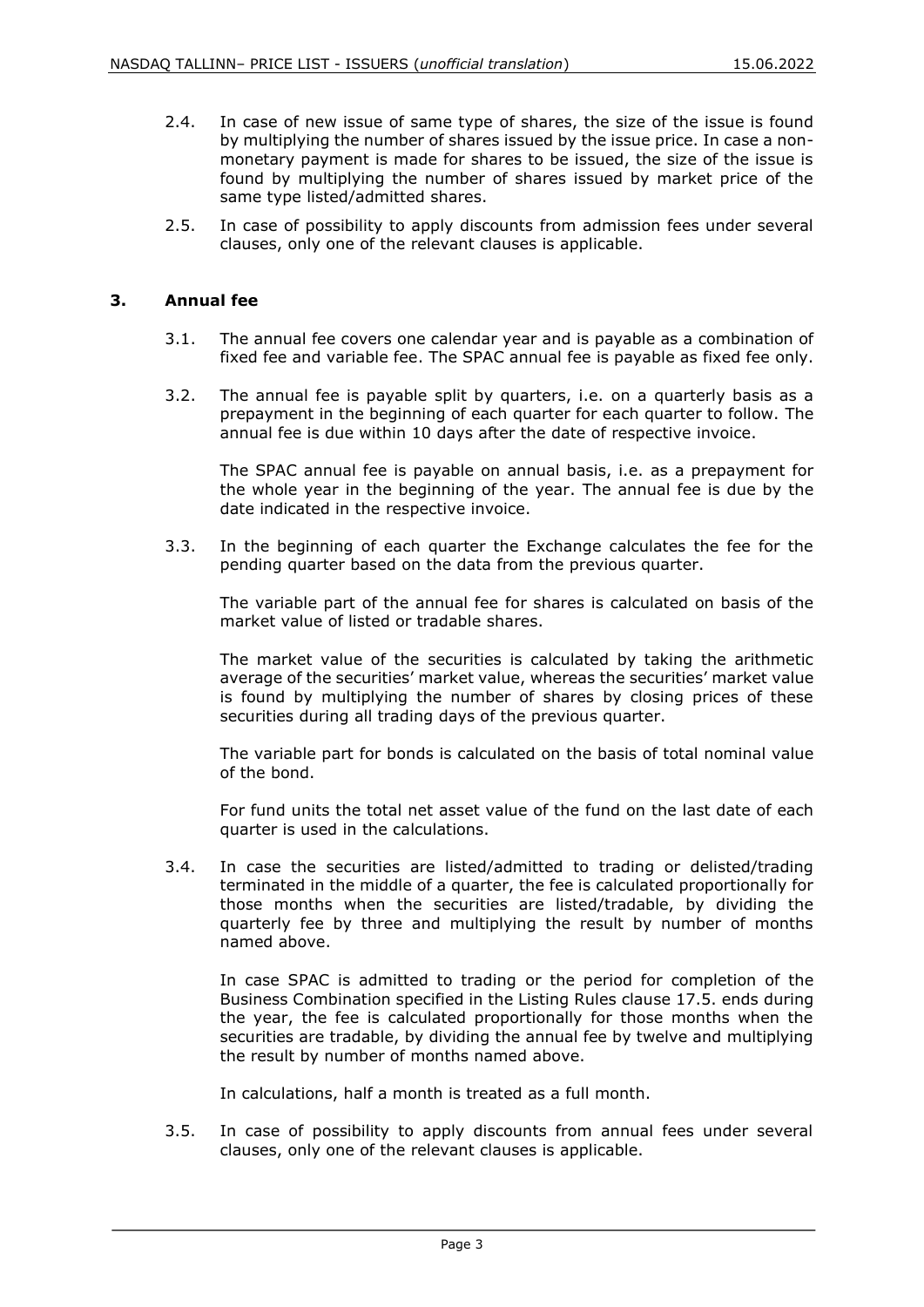2.4. In case of new issue of same type of shares, the size of the issue is found by multiplying the number of shares issued by the issue price. In case a non-monetary payment is made for shares to be issued, the size of the issue is found by multiplying the number of shares issued by market price of the same type listed/admitted shares.

2.5. In case of possibility to apply discounts from admission fees under several clauses, only one of the relevant clauses is applicable.

## 3. Annual fee

3.1. The annual fee covers one calendar year and is payable as a combination of fixed fee and variable fee. The SPAC annual fee is payable as fixed fee only.

3.2. The annual fee is payable split by quarters, i.e. on a quarterly basis as a prepayment in the beginning of each quarter for each quarter to follow. The annual fee is due within 10 days after the date of respective invoice.

The SPAC annual fee is payable on annual basis, i.e. as a prepayment for the whole year in the beginning of the year. The annual fee is due by the date indicated in the respective invoice.

3.3. In the beginning of each quarter the Exchange calculates the fee for the pending quarter based on the data from the previous quarter.

The variable part of the annual fee for shares is calculated on basis of the market value of listed or tradable shares.

The market value of the securities is calculated by taking the arithmetic average of the securities' market value, whereas the securities' market value is found by multiplying the number of shares by closing prices of these securities during all trading days of the previous quarter.

The variable part for bonds is calculated on the basis of total nominal value of the bond.

For fund units the total net asset value of the fund on the last date of each quarter is used in the calculations.

3.4. In case the securities are listed/admitted to trading or delisted/trading terminated in the middle of a quarter, the fee is calculated proportionally for those months when the securities are listed/tradable, by dividing the quarterly fee by three and multiplying the result by number of months named above.

In case SPAC is admitted to trading or the period for completion of the Business Combination specified in the Listing Rules clause 17.5. ends during the year, the fee is calculated proportionally for those months when the securities are tradable, by dividing the annual fee by twelve and multiplying the result by number of months named above.

In calculations, half a month is treated as a full month.

3.5. In case of possibility to apply discounts from annual fees under several clauses, only one of the relevant clauses is applicable.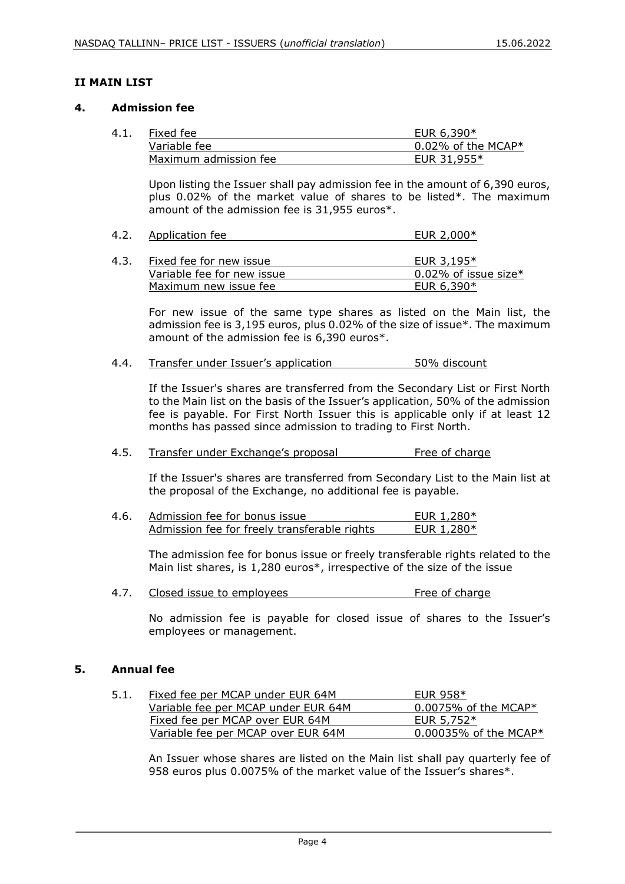## II MAIN LIST

### 4. Admission fee

4.1.

| Fixed fee | EUR 6,390* |
|---|---|
| Variable fee | 0.02% of the MCAP* |
| Maximum admission fee | EUR 31,955* |

Upon listing the Issuer shall pay admission fee in the amount of 6,390 euros, plus 0.02% of the market value of shares to be listed*. The maximum amount of the admission fee is 31,955 euros*.

4.2.

| Application fee | EUR 2,000* |
|---|---|

4.3.

| Fixed fee for new issue | EUR 3,195* |
|---|---|
| Variable fee for new issue | 0.02% of issue size* |
| Maximum new issue fee | EUR 6,390* |

For new issue of the same type shares as listed on the Main list, the admission fee is 3,195 euros, plus 0.02% of the size of issue*. The maximum amount of the admission fee is 6,390 euros*.

4.4.

| Transfer under Issuer's application | 50% discount |
|---|---|

If the Issuer's shares are transferred from the Secondary List or First North to the Main list on the basis of the Issuer's application, 50% of the admission fee is payable. For First North Issuer this is applicable only if at least 12 months has passed since admission to trading to First North.

4.5.

| Transfer under Exchange's proposal | Free of charge |
|---|---|

If the Issuer's shares are transferred from Secondary List to the Main list at the proposal of the Exchange, no additional fee is payable.

4.6.

| Admission fee for bonus issue | EUR 1,280* |
|---|---|
| Admission fee for freely transferable rights | EUR 1,280* |

The admission fee for bonus issue or freely transferable rights related to the Main list shares, is 1,280 euros*, irrespective of the size of the issue

4.7.

| Closed issue to employees | Free of charge |
|---|---|

No admission fee is payable for closed issue of shares to the Issuer's employees or management.

### 5. Annual fee

5.1.

| Fixed fee per MCAP under EUR 64M | EUR 958* |
|---|---|
| Variable fee per MCAP under EUR 64M | 0.0075% of the MCAP* |
| Fixed fee per MCAP over EUR 64M | EUR 5,752* |
| Variable fee per MCAP over EUR 64M | 0.00035% of the MCAP* |

An Issuer whose shares are listed on the Main list shall pay quarterly fee of 958 euros plus 0.0075% of the market value of the Issuer's shares*.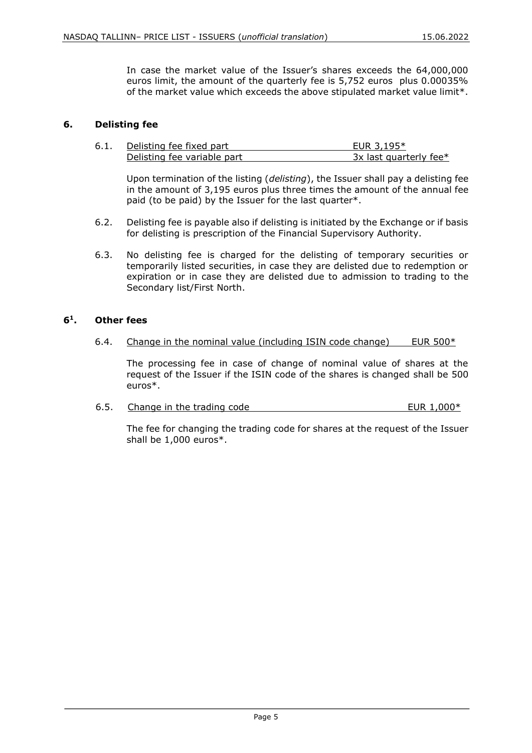In case the market value of the Issuer's shares exceeds the 64,000,000 euros limit, the amount of the quarterly fee is 5,752 euros plus 0.00035% of the market value which exceeds the above stipulated market value limit*.

## 6. Delisting fee

6.1. Delisting fee fixed part EUR 3,195*
Delisting fee variable part 3x last quarterly fee*

Upon termination of the listing (*delisting*), the Issuer shall pay a delisting fee in the amount of 3,195 euros plus three times the amount of the annual fee paid (to be paid) by the Issuer for the last quarter*.

6.2. Delisting fee is payable also if delisting is initiated by the Exchange or if basis for delisting is prescription of the Financial Supervisory Authority.

6.3. No delisting fee is charged for the delisting of temporary securities or temporarily listed securities, in case they are delisted due to redemption or expiration or in case they are delisted due to admission to trading to the Secondary list/First North.

## 6[1]. Other fees

6.4. Change in the nominal value (including ISIN code change) EUR 500*

The processing fee in case of change of nominal value of shares at the request of the Issuer if the ISIN code of the shares is changed shall be 500 euros*.

6.5. Change in the trading code EUR 1,000*

The fee for changing the trading code for shares at the request of the Issuer shall be 1,000 euros*.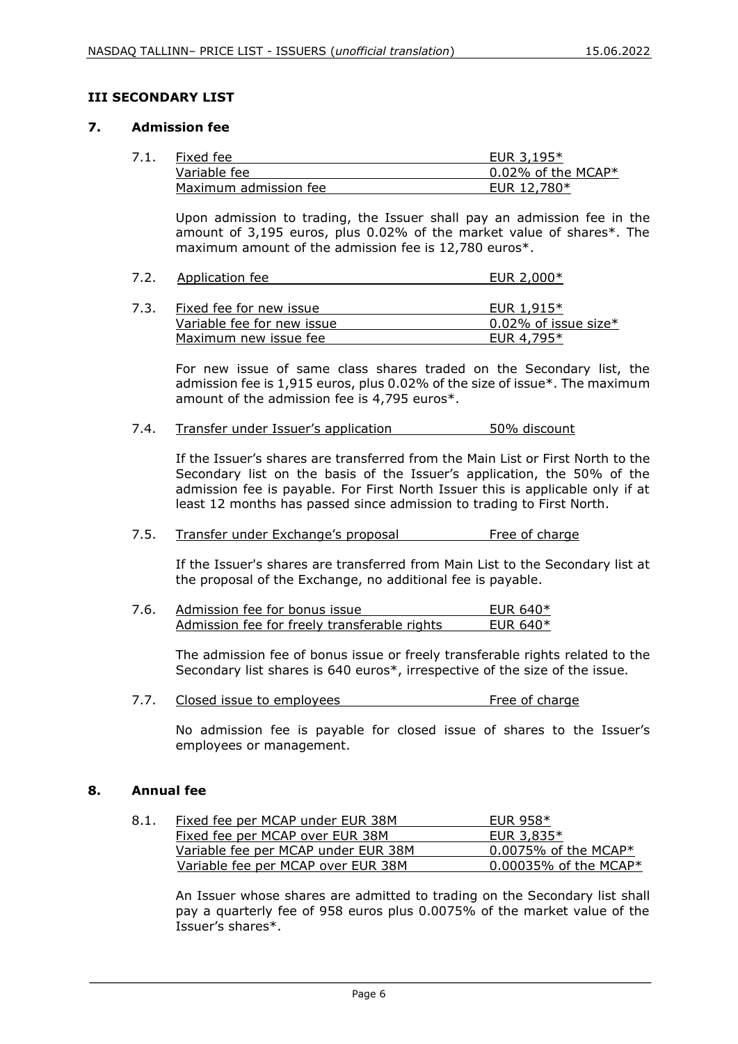## III SECONDARY LIST

### 7. Admission fee

7.1.

| | |
|---|---|
| Fixed fee | EUR 3,195* |
| Variable fee | 0.02% of the MCAP* |
| Maximum admission fee | EUR 12,780* |

Upon admission to trading, the Issuer shall pay an admission fee in the amount of 3,195 euros, plus 0.02% of the market value of shares*. The maximum amount of the admission fee is 12,780 euros*.

7.2.

| | |
|---|---|
| Application fee | EUR 2,000* |

7.3.

| | |
|---|---|
| Fixed fee for new issue | EUR 1,915* |
| Variable fee for new issue | 0.02% of issue size* |
| Maximum new issue fee | EUR 4,795* |

For new issue of same class shares traded on the Secondary list, the admission fee is 1,915 euros, plus 0.02% of the size of issue*. The maximum amount of the admission fee is 4,795 euros*.

7.4.

| | |
|---|---|
| Transfer under Issuer's application | 50% discount |

If the Issuer's shares are transferred from the Main List or First North to the Secondary list on the basis of the Issuer's application, the 50% of the admission fee is payable. For First North Issuer this is applicable only if at least 12 months has passed since admission to trading to First North.

7.5.

| | |
|---|---|
| Transfer under Exchange's proposal | Free of charge |

If the Issuer's shares are transferred from Main List to the Secondary list at the proposal of the Exchange, no additional fee is payable.

7.6.

| | |
|---|---|
| Admission fee for bonus issue | EUR 640* |
| Admission fee for freely transferable rights | EUR 640* |

The admission fee of bonus issue or freely transferable rights related to the Secondary list shares is 640 euros*, irrespective of the size of the issue.

7.7.

| | |
|---|---|
| Closed issue to employees | Free of charge |

No admission fee is payable for closed issue of shares to the Issuer's employees or management.

### 8. Annual fee

8.1.

| | |
|---|---|
| Fixed fee per MCAP under EUR 38M | EUR 958* |
| Fixed fee per MCAP over EUR 38M | EUR 3,835* |
| Variable fee per MCAP under EUR 38M | 0.0075% of the MCAP* |
| Variable fee per MCAP over EUR 38M | 0.00035% of the MCAP* |

An Issuer whose shares are admitted to trading on the Secondary list shall pay a quarterly fee of 958 euros plus 0.0075% of the market value of the Issuer's shares*.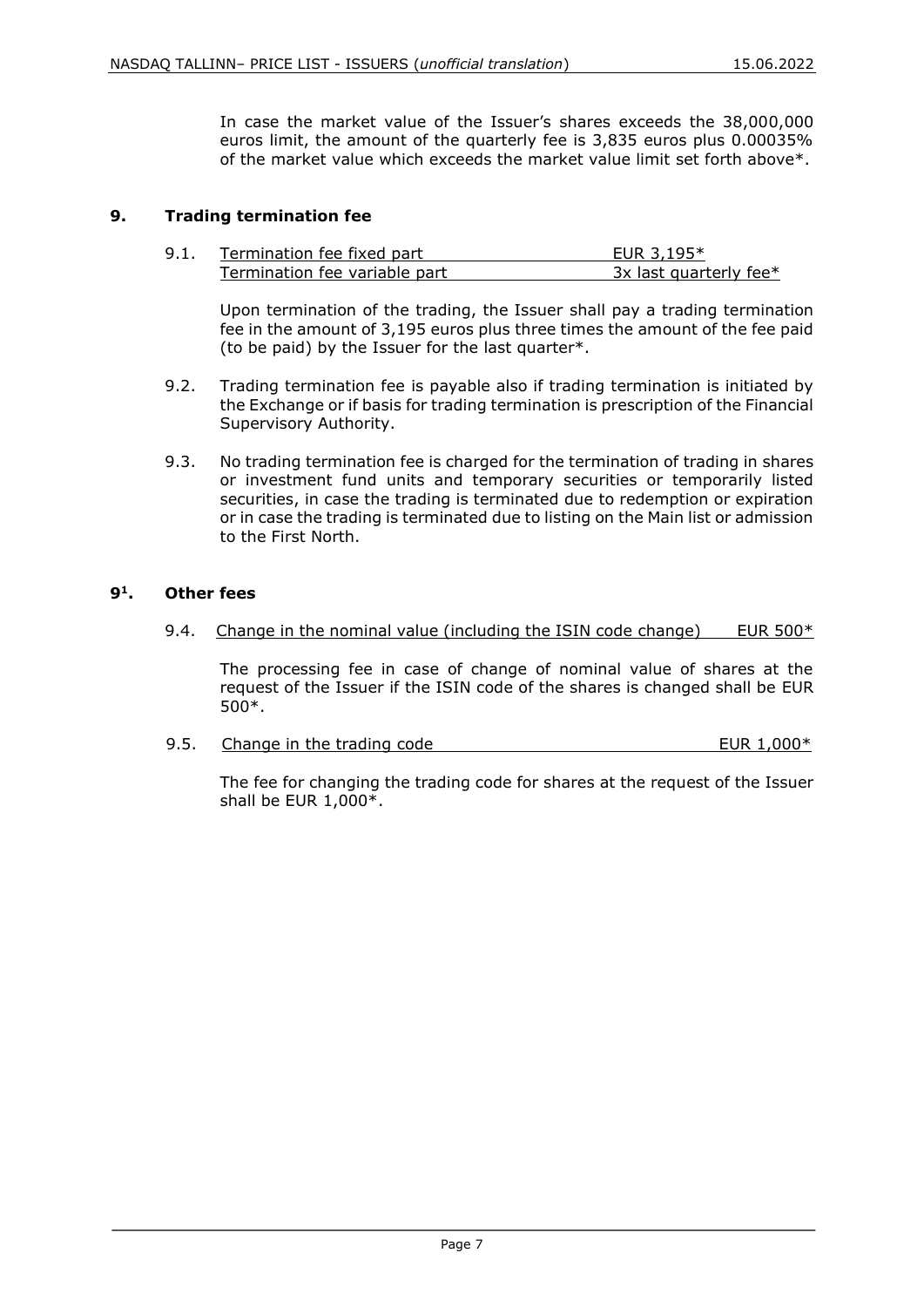In case the market value of the Issuer's shares exceeds the 38,000,000 euros limit, the amount of the quarterly fee is 3,835 euros plus 0.00035% of the market value which exceeds the market value limit set forth above*.

## 9. Trading termination fee

9.1. Termination fee fixed part — EUR 3,195*
Termination fee variable part — 3x last quarterly fee*

Upon termination of the trading, the Issuer shall pay a trading termination fee in the amount of 3,195 euros plus three times the amount of the fee paid (to be paid) by the Issuer for the last quarter*.

9.2. Trading termination fee is payable also if trading termination is initiated by the Exchange or if basis for trading termination is prescription of the Financial Supervisory Authority.

9.3. No trading termination fee is charged for the termination of trading in shares or investment fund units and temporary securities or temporarily listed securities, in case the trading is terminated due to redemption or expiration or in case the trading is terminated due to listing on the Main list or admission to the First North.

## 9[1]. Other fees

9.4. Change in the nominal value (including the ISIN code change) — EUR 500*

The processing fee in case of change of nominal value of shares at the request of the Issuer if the ISIN code of the shares is changed shall be EUR 500*.

9.5. Change in the trading code — EUR 1,000*

The fee for changing the trading code for shares at the request of the Issuer shall be EUR 1,000*.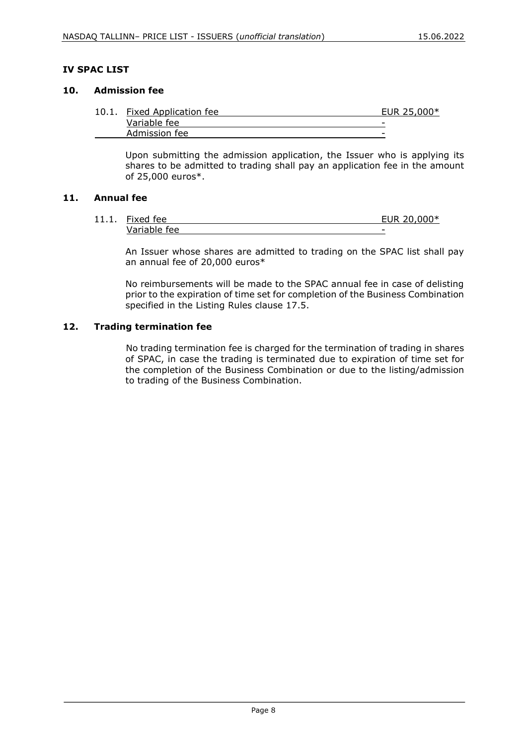## IV SPAC LIST

### 10. Admission fee

| | | |
|---|---|---|
| 10.1. | Fixed Application fee | EUR 25,000* |
| | Variable fee | - |
| | Admission fee | - |

Upon submitting the admission application, the Issuer who is applying its shares to be admitted to trading shall pay an application fee in the amount of 25,000 euros*.

### 11. Annual fee

| | | |
|---|---|---|
| 11.1. | Fixed fee | EUR 20,000* |
| | Variable fee | - |

An Issuer whose shares are admitted to trading on the SPAC list shall pay an annual fee of 20,000 euros*

No reimbursements will be made to the SPAC annual fee in case of delisting prior to the expiration of time set for completion of the Business Combination specified in the Listing Rules clause 17.5.

### 12. Trading termination fee

No trading termination fee is charged for the termination of trading in shares of SPAC, in case the trading is terminated due to expiration of time set for the completion of the Business Combination or due to the listing/admission to trading of the Business Combination.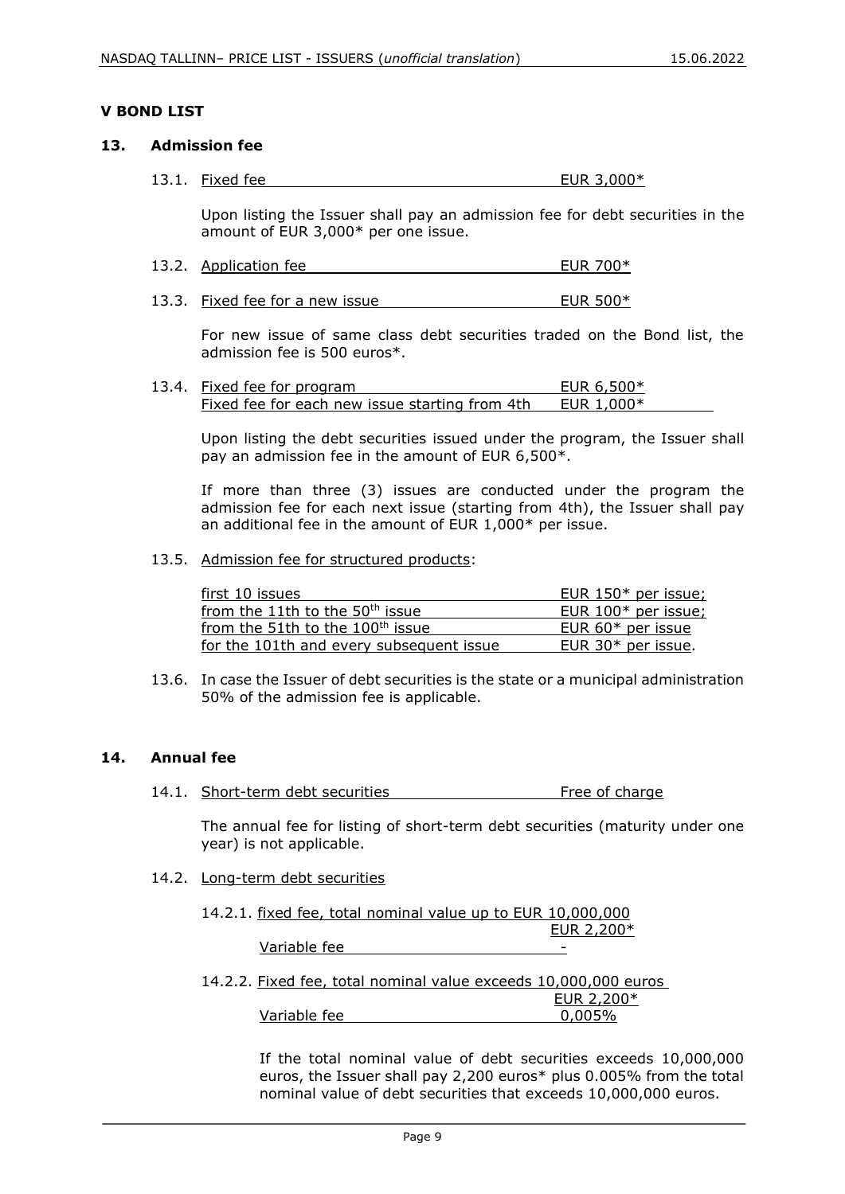## V BOND LIST

### 13. Admission fee

13.1. Fixed fee EUR 3,000*

Upon listing the Issuer shall pay an admission fee for debt securities in the amount of EUR 3,000* per one issue.

13.2. Application fee EUR 700*

13.3. Fixed fee for a new issue EUR 500*

For new issue of same class debt securities traded on the Bond list, the admission fee is 500 euros*.

13.4. Fixed fee for program EUR 6,500*
Fixed fee for each new issue starting from 4th EUR 1,000*

Upon listing the debt securities issued under the program, the Issuer shall pay an admission fee in the amount of EUR 6,500*.

If more than three (3) issues are conducted under the program the admission fee for each next issue (starting from 4th), the Issuer shall pay an additional fee in the amount of EUR 1,000* per issue.

13.5. Admission fee for structured products:

| | |
|---|---|
| first 10 issues | EUR 150* per issue; |
| from the 11th to the 50th issue | EUR 100* per issue; |
| from the 51th to the 100th issue | EUR 60* per issue |
| for the 101th and every subsequent issue | EUR 30* per issue. |

13.6. In case the Issuer of debt securities is the state or a municipal administration 50% of the admission fee is applicable.

### 14. Annual fee

14.1. Short-term debt securities Free of charge

The annual fee for listing of short-term debt securities (maturity under one year) is not applicable.

14.2. Long-term debt securities

14.2.1. fixed fee, total nominal value up to EUR 10,000,000 EUR 2,200*
Variable fee -

14.2.2. Fixed fee, total nominal value exceeds 10,000,000 euros EUR 2,200*
Variable fee 0,005%

If the total nominal value of debt securities exceeds 10,000,000 euros, the Issuer shall pay 2,200 euros* plus 0.005% from the total nominal value of debt securities that exceeds 10,000,000 euros.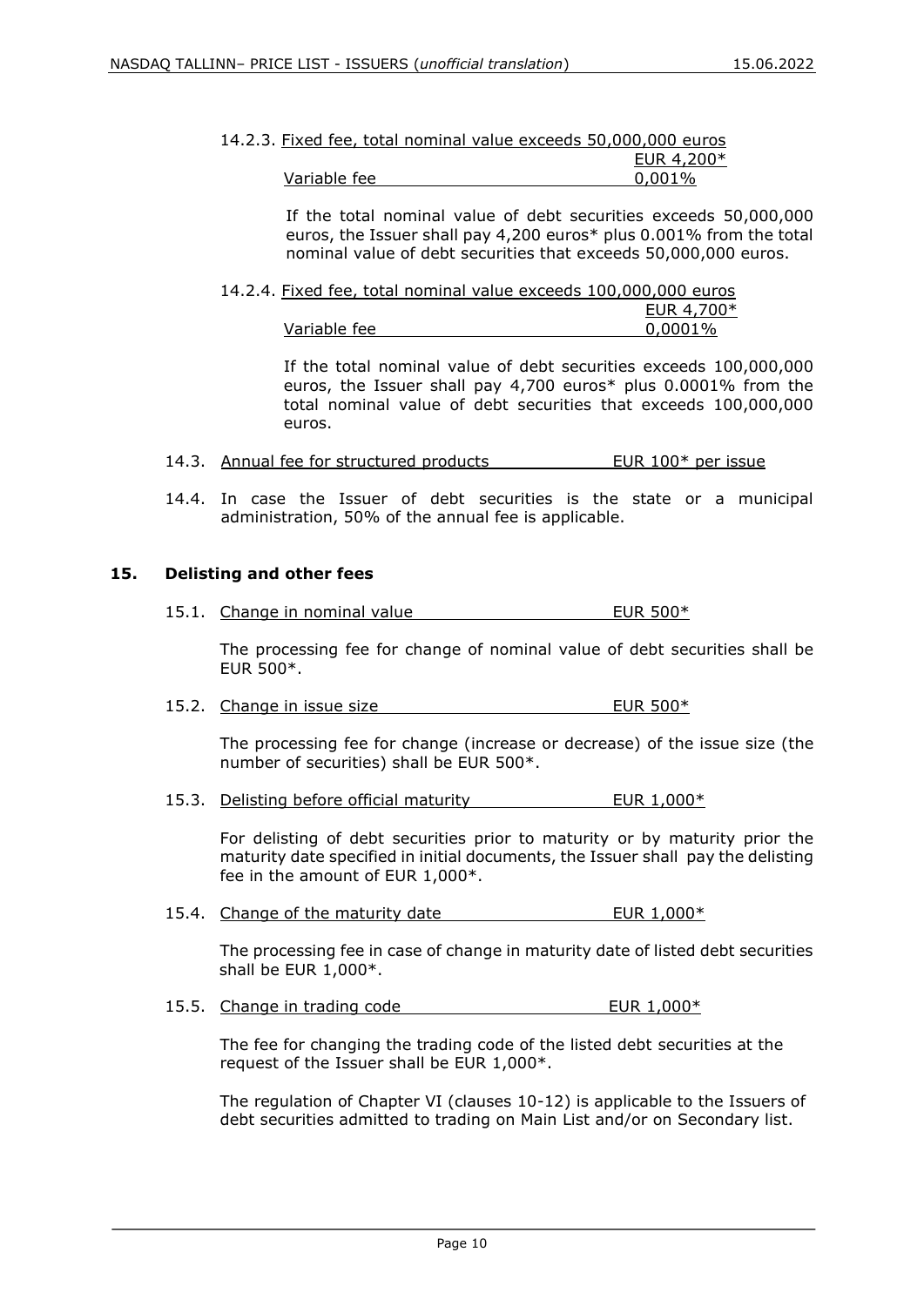14.2.3. Fixed fee, total nominal value exceeds 50,000,000 euros EUR 4,200*

Variable fee 0,001%

If the total nominal value of debt securities exceeds 50,000,000 euros, the Issuer shall pay 4,200 euros* plus 0.001% from the total nominal value of debt securities that exceeds 50,000,000 euros.

14.2.4. Fixed fee, total nominal value exceeds 100,000,000 euros EUR 4,700*

Variable fee 0,0001%

If the total nominal value of debt securities exceeds 100,000,000 euros, the Issuer shall pay 4,700 euros* plus 0.0001% from the total nominal value of debt securities that exceeds 100,000,000 euros.

14.3. Annual fee for structured products EUR 100* per issue

14.4. In case the Issuer of debt securities is the state or a municipal administration, 50% of the annual fee is applicable.

## 15. Delisting and other fees

15.1. Change in nominal value EUR 500*

The processing fee for change of nominal value of debt securities shall be EUR 500*.

15.2. Change in issue size EUR 500*

The processing fee for change (increase or decrease) of the issue size (the number of securities) shall be EUR 500*.

15.3. Delisting before official maturity EUR 1,000*

For delisting of debt securities prior to maturity or by maturity prior the maturity date specified in initial documents, the Issuer shall pay the delisting fee in the amount of EUR 1,000*.

15.4. Change of the maturity date EUR 1,000*

The processing fee in case of change in maturity date of listed debt securities shall be EUR 1,000*.

15.5. Change in trading code EUR 1,000*

The fee for changing the trading code of the listed debt securities at the request of the Issuer shall be EUR 1,000*.

The regulation of Chapter VI (clauses 10-12) is applicable to the Issuers of debt securities admitted to trading on Main List and/or on Secondary list.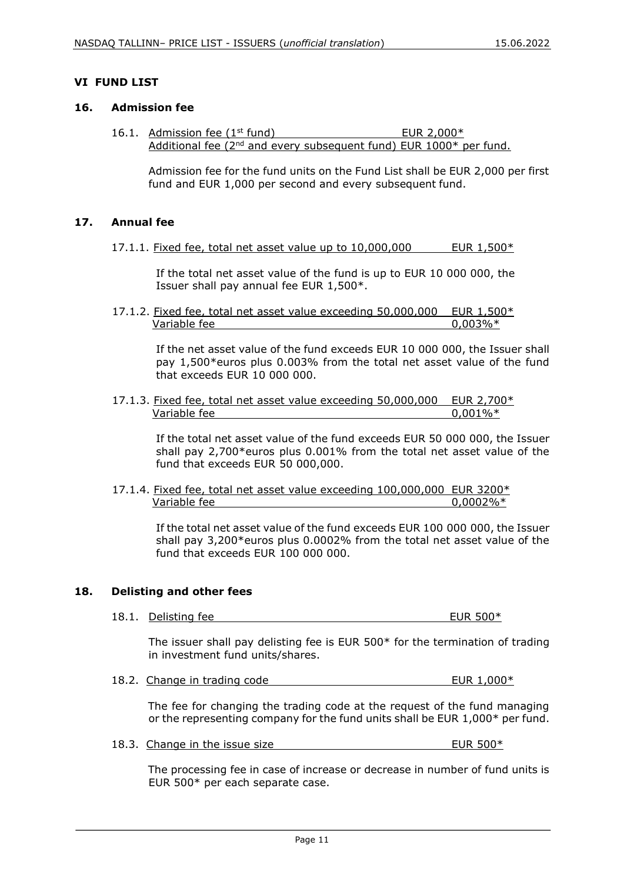## VI FUND LIST

### 16. Admission fee

16.1. Admission fee (1st fund) EUR 2,000*
Additional fee (2nd and every subsequent fund) EUR 1000* per fund.

Admission fee for the fund units on the Fund List shall be EUR 2,000 per first fund and EUR 1,000 per second and every subsequent fund.

### 17. Annual fee

17.1.1. Fixed fee, total net asset value up to 10,000,000 EUR 1,500*

If the total net asset value of the fund is up to EUR 10 000 000, the Issuer shall pay annual fee EUR 1,500*.

17.1.2. Fixed fee, total net asset value exceeding 50,000,000 EUR 1,500*
Variable fee 0,003%*

If the net asset value of the fund exceeds EUR 10 000 000, the Issuer shall pay 1,500*euros plus 0.003% from the total net asset value of the fund that exceeds EUR 10 000 000.

17.1.3. Fixed fee, total net asset value exceeding 50,000,000 EUR 2,700*
Variable fee 0,001%*

If the total net asset value of the fund exceeds EUR 50 000 000, the Issuer shall pay 2,700*euros plus 0.001% from the total net asset value of the fund that exceeds EUR 50 000,000.

17.1.4. Fixed fee, total net asset value exceeding 100,000,000 EUR 3200*
Variable fee 0,0002%*

If the total net asset value of the fund exceeds EUR 100 000 000, the Issuer shall pay 3,200*euros plus 0.0002% from the total net asset value of the fund that exceeds EUR 100 000 000.

### 18. Delisting and other fees

18.1. Delisting fee EUR 500*

The issuer shall pay delisting fee is EUR 500* for the termination of trading in investment fund units/shares.

18.2. Change in trading code EUR 1,000*

The fee for changing the trading code at the request of the fund managing or the representing company for the fund units shall be EUR 1,000* per fund.

18.3. Change in the issue size EUR 500*

The processing fee in case of increase or decrease in number of fund units is EUR 500* per each separate case.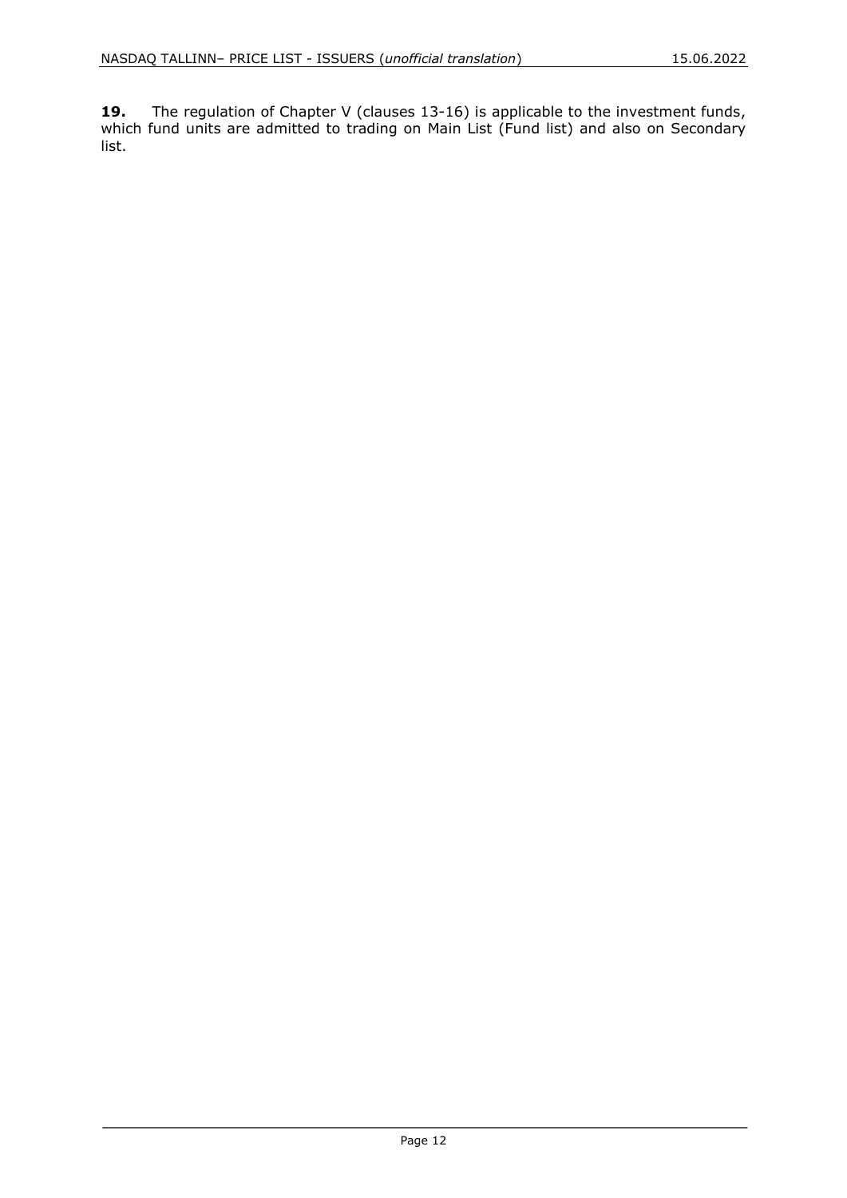**19.** The regulation of Chapter V (clauses 13-16) is applicable to the investment funds, which fund units are admitted to trading on Main List (Fund list) and also on Secondary list.